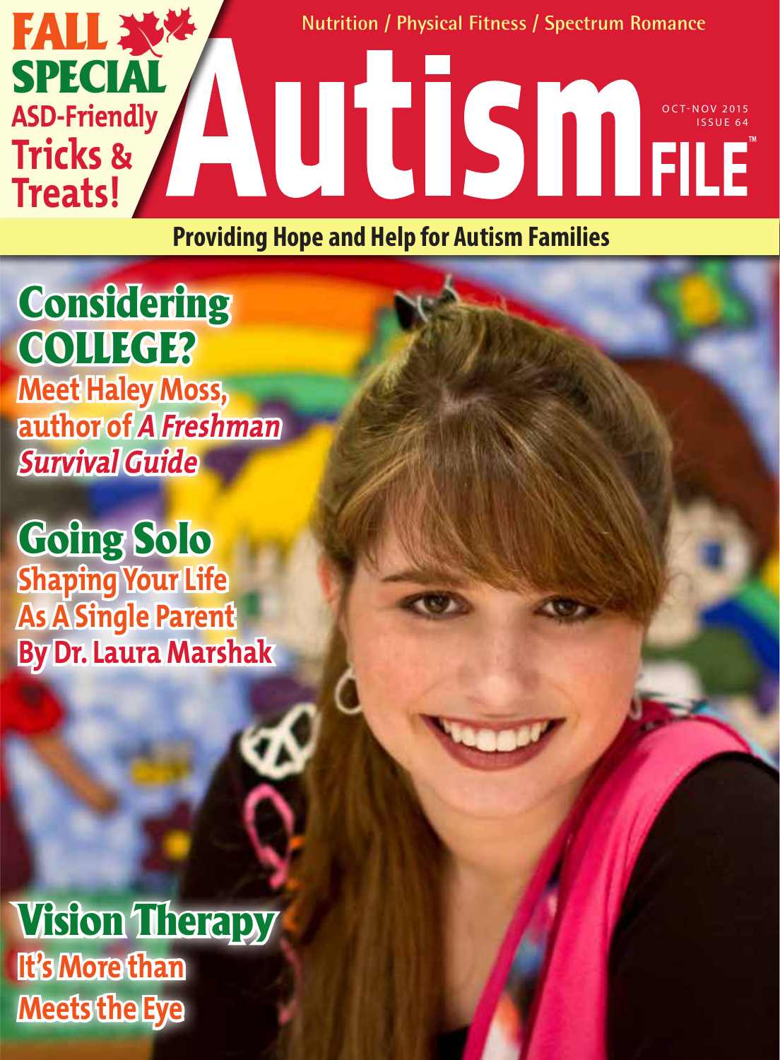# Autism FILE™

Nutrition / Physical Fitness / Spectrum Romance

OCT-NOV 2015
ISSUE 64

**FALL SPECIAL**
**ASD-Friendly Tricks & Treats!**

**Providing Hope and Help for Autism Families**

## Considering COLLEGE?

**Meet Haley Moss, author of *A Freshman Survival Guide***

## Going Solo

**Shaping Your Life As A Single Parent By Dr. Laura Marshak**

## Vision Therapy

**It's More than Meets the Eye**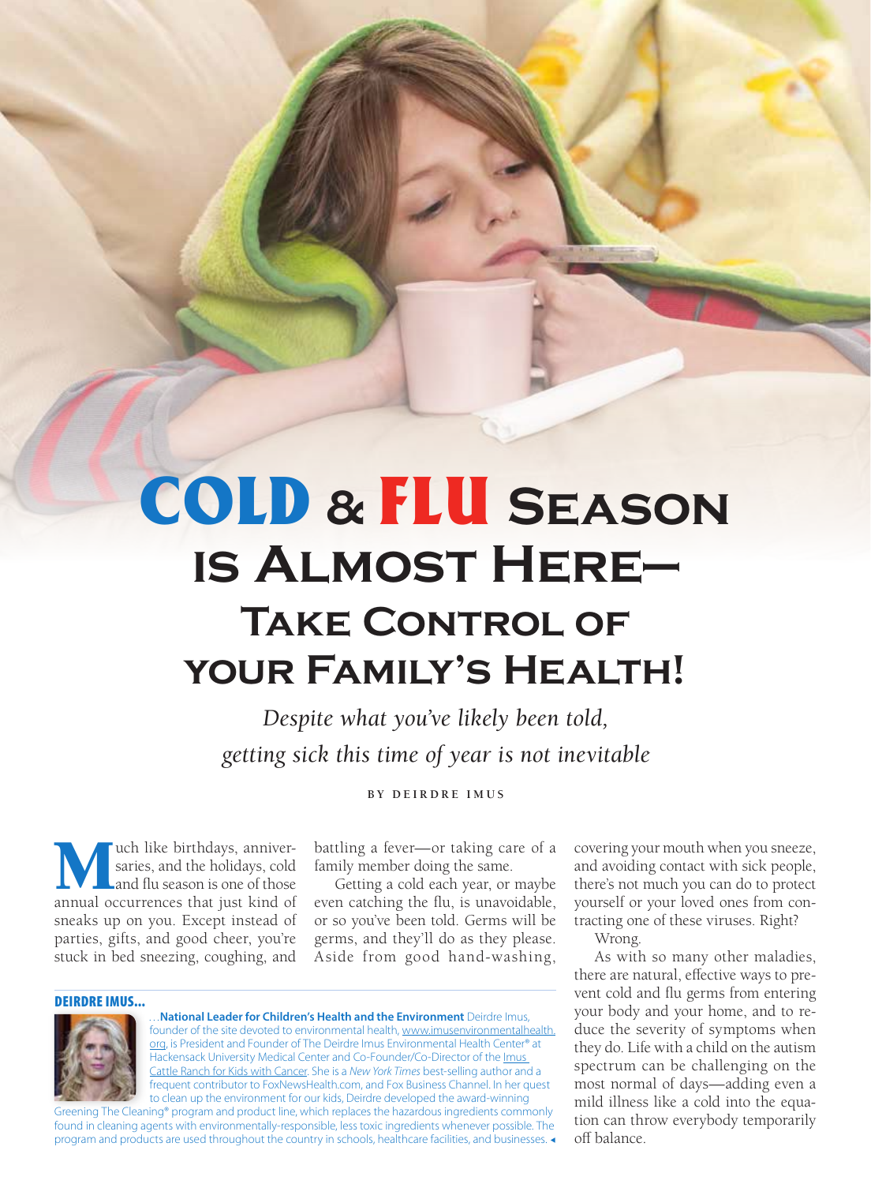# COLD & FLU Season is Almost Here— Take Control of your Family's Health!

*Despite what you've likely been told, getting sick this time of year is not inevitable*

BY DEIRDRE IMUS

Much like birthdays, anniversaries, and the holidays, cold and flu season is one of those annual occurrences that just kind of sneaks up on you. Except instead of parties, gifts, and good cheer, you're stuck in bed sneezing, coughing, and battling a fever—or taking care of a family member doing the same.

Getting a cold each year, or maybe even catching the flu, is unavoidable, or so you've been told. Germs will be germs, and they'll do as they please. Aside from good hand-washing, covering your mouth when you sneeze, and avoiding contact with sick people, there's not much you can do to protect yourself or your loved ones from contracting one of these viruses. Right?

Wrong.

As with so many other maladies, there are natural, effective ways to prevent cold and flu germs from entering your body and your home, and to reduce the severity of symptoms when they do. Life with a child on the autism spectrum can be challenging on the most normal of days—adding even a mild illness like a cold into the equation can throw everybody temporarily off balance.

**DEIRDRE IMUS...**

...**National Leader for Children's Health and the Environment** Deirdre Imus, founder of the site devoted to environmental health, www.imusenvironmentalhealth.org, is President and Founder of The Deirdre Imus Environmental Health Center® at Hackensack University Medical Center and Co-Founder/Co-Director of the Imus Cattle Ranch for Kids with Cancer. She is a *New York Times* best-selling author and a frequent contributor to FoxNewsHealth.com, and Fox Business Channel. In her quest to clean up the environment for our kids, Deirdre developed the award-winning Greening The Cleaning® program and product line, which replaces the hazardous ingredients commonly found in cleaning agents with environmentally-responsible, less toxic ingredients whenever possible. The program and products are used throughout the country in schools, healthcare facilities, and businesses.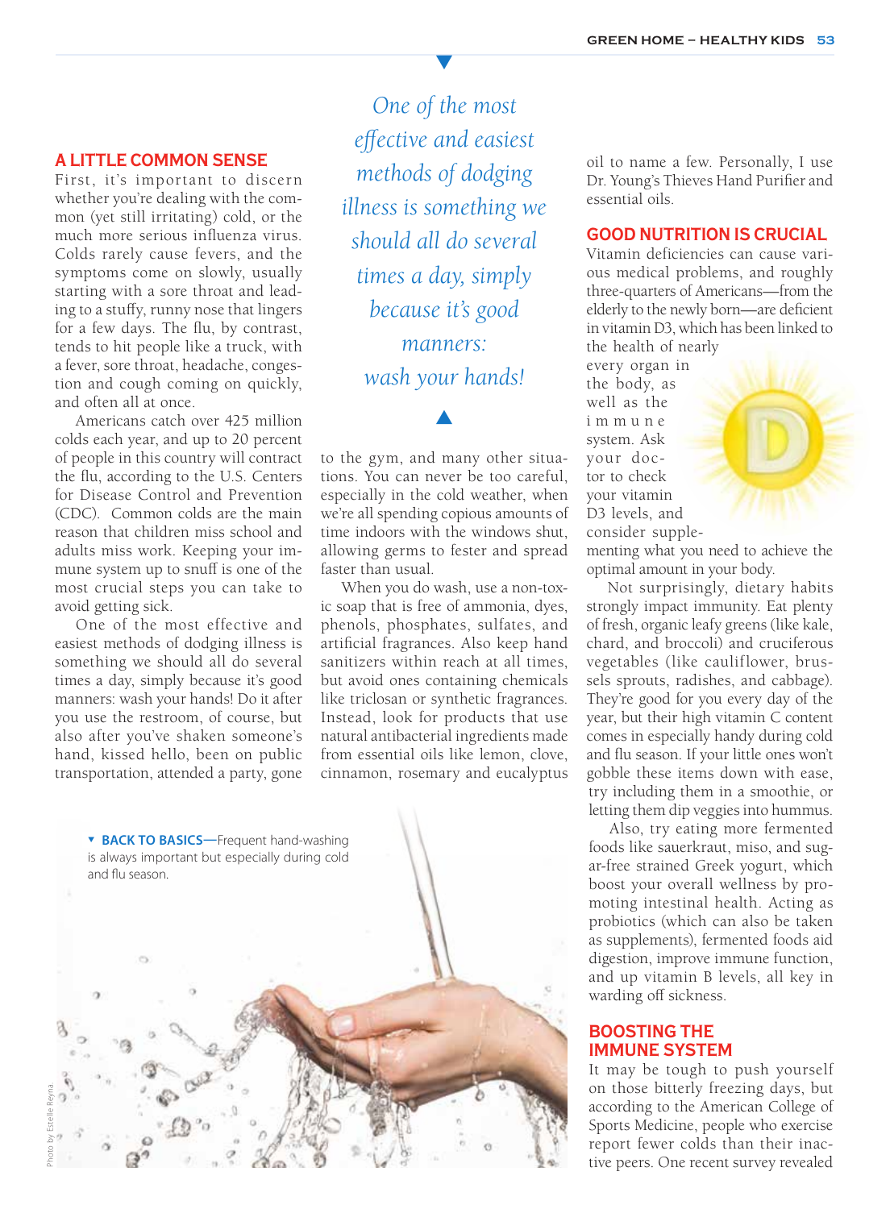## A LITTLE COMMON SENSE

First, it's important to discern whether you're dealing with the common (yet still irritating) cold, or the much more serious influenza virus. Colds rarely cause fevers, and the symptoms come on slowly, usually starting with a sore throat and leading to a stuffy, runny nose that lingers for a few days. The flu, by contrast, tends to hit people like a truck, with a fever, sore throat, headache, congestion and cough coming on quickly, and often all at once.

Americans catch over 425 million colds each year, and up to 20 percent of people in this country will contract the flu, according to the U.S. Centers for Disease Control and Prevention (CDC). Common colds are the main reason that children miss school and adults miss work. Keeping your immune system up to snuff is one of the most crucial steps you can take to avoid getting sick.

One of the most effective and easiest methods of dodging illness is something we should all do several times a day, simply because it's good manners: wash your hands! Do it after you use the restroom, of course, but also after you've shaken someone's hand, kissed hello, been on public transportation, attended a party, gone to the gym, and many other situations. You can never be too careful, especially in the cold weather, when we're all spending copious amounts of time indoors with the windows shut, allowing germs to fester and spread faster than usual.

*One of the most effective and easiest methods of dodging illness is something we should all do several times a day, simply because it's good manners: wash your hands!*

When you do wash, use a non-toxic soap that is free of ammonia, dyes, phenols, phosphates, sulfates, and artificial fragrances. Also keep hand sanitizers within reach at all times, but avoid ones containing chemicals like triclosan or synthetic fragrances. Instead, look for products that use natural antibacterial ingredients made from essential oils like lemon, clove, cinnamon, rosemary and eucalyptus oil to name a few. Personally, I use Dr. Young's Thieves Hand Purifier and essential oils.

**BACK TO BASICS**—Frequent hand-washing is always important but especially during cold and flu season.

Photo by Estelle Reyna

## GOOD NUTRITION IS CRUCIAL

Vitamin deficiencies can cause various medical problems, and roughly three-quarters of Americans—from the elderly to the newly born—are deficient in vitamin D3, which has been linked to the health of nearly every organ in the body, as well as the immune system. Ask your doctor to check your vitamin D3 levels, and consider supplementing what you need to achieve the optimal amount in your body.

Not surprisingly, dietary habits strongly impact immunity. Eat plenty of fresh, organic leafy greens (like kale, chard, and broccoli) and cruciferous vegetables (like cauliflower, brussels sprouts, radishes, and cabbage). They're good for you every day of the year, but their high vitamin C content comes in especially handy during cold and flu season. If your little ones won't gobble these items down with ease, try including them in a smoothie, or letting them dip veggies into hummus.

Also, try eating more fermented foods like sauerkraut, miso, and sugar-free strained Greek yogurt, which boost your overall wellness by promoting intestinal health. Acting as probiotics (which can also be taken as supplements), fermented foods aid digestion, improve immune function, and up vitamin B levels, all key in warding off sickness.

## BOOSTING THE IMMUNE SYSTEM

It may be tough to push yourself on those bitterly freezing days, but according to the American College of Sports Medicine, people who exercise report fewer colds than their inactive peers. One recent survey revealed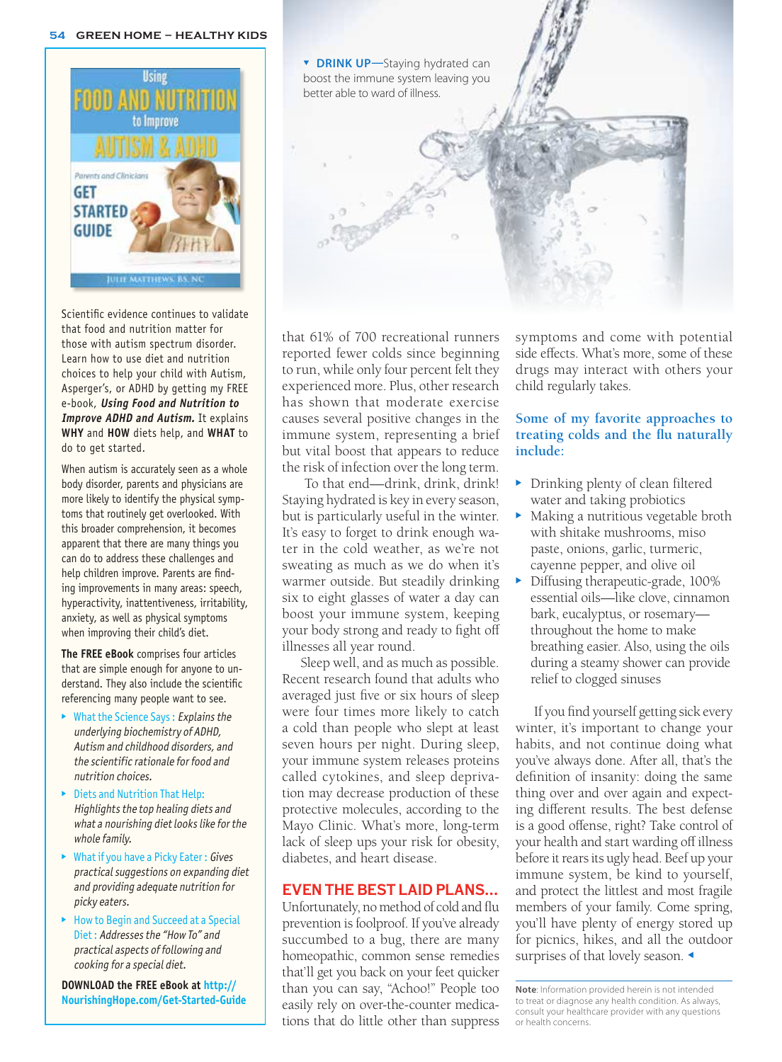**Using FOOD AND NUTRITION to Improve AUTISM & ADHD**

Parents and Clinicians

**GET STARTED GUIDE**

JULIE MATTHEWS, BS, NC

Scientific evidence continues to validate that food and nutrition matter for those with autism spectrum disorder. Learn how to use diet and nutrition choices to help your child with Autism, Asperger's, or ADHD by getting my FREE e-book, ***Using Food and Nutrition to Improve ADHD and Autism.*** It explains **WHY** and **HOW** diets help, and **WHAT** to do to get started.

When autism is accurately seen as a whole body disorder, parents and physicians are more likely to identify the physical symptoms that routinely get overlooked. With this broader comprehension, it becomes apparent that there are many things you can do to address these challenges and help children improve. Parents are finding improvements in many areas: speech, hyperactivity, inattentiveness, irritability, anxiety, as well as physical symptoms when improving their child's diet.

**The FREE eBook** comprises four articles that are simple enough for anyone to understand. They also include the scientific referencing many people want to see.

- What the Science Says : *Explains the underlying biochemistry of ADHD, Autism and childhood disorders, and the scientific rationale for food and nutrition choices.*
- Diets and Nutrition That Help: *Highlights the top healing diets and what a nourishing diet looks like for the whole family.*
- What if you have a Picky Eater : *Gives practical suggestions on expanding diet and providing adequate nutrition for picky eaters.*
- How to Begin and Succeed at a Special Diet : *Addresses the "How To" and practical aspects of following and cooking for a special diet.*

**DOWNLOAD the FREE eBook at** http://NourishingHope.com/Get-Started-Guide

**DRINK UP**—Staying hydrated can boost the immune system leaving you better able to ward of illness.

that 61% of 700 recreational runners reported fewer colds since beginning to run, while only four percent felt they experienced more. Plus, other research has shown that moderate exercise causes several positive changes in the immune system, representing a brief but vital boost that appears to reduce the risk of infection over the long term.

To that end—drink, drink, drink! Staying hydrated is key in every season, but is particularly useful in the winter. It's easy to forget to drink enough water in the cold weather, as we're not sweating as much as we do when it's warmer outside. But steadily drinking six to eight glasses of water a day can boost your immune system, keeping your body strong and ready to fight off illnesses all year round.

Sleep well, and as much as possible. Recent research found that adults who averaged just five or six hours of sleep were four times more likely to catch a cold than people who slept at least seven hours per night. During sleep, your immune system releases proteins called cytokines, and sleep deprivation may decrease production of these protective molecules, according to the Mayo Clinic. What's more, long-term lack of sleep ups your risk for obesity, diabetes, and heart disease.

## EVEN THE BEST LAID PLANS...

Unfortunately, no method of cold and flu prevention is foolproof. If you've already succumbed to a bug, there are many homeopathic, common sense remedies that'll get you back on your feet quicker than you can say, "Achoo!" People too easily rely on over-the-counter medications that do little other than suppress symptoms and come with potential side effects. What's more, some of these drugs may interact with others your child regularly takes.

### Some of my favorite approaches to treating colds and the flu naturally include:

- Drinking plenty of clean filtered water and taking probiotics
- Making a nutritious vegetable broth with shitake mushrooms, miso paste, onions, garlic, turmeric, cayenne pepper, and olive oil
- Diffusing therapeutic-grade, 100% essential oils—like clove, cinnamon bark, eucalyptus, or rosemary—throughout the home to make breathing easier. Also, using the oils during a steamy shower can provide relief to clogged sinuses

If you find yourself getting sick every winter, it's important to change your habits, and not continue doing what you've always done. After all, that's the definition of insanity: doing the same thing over and over again and expecting different results. The best defense is a good offense, right? Take control of your health and start warding off illness before it rears its ugly head. Beef up your immune system, be kind to yourself, and protect the littlest and most fragile members of your family. Come spring, you'll have plenty of energy stored up for picnics, hikes, and all the outdoor surprises of that lovely season.

**Note**: Information provided herein is not intended to treat or diagnose any health condition. As always, consult your healthcare provider with any questions or health concerns.